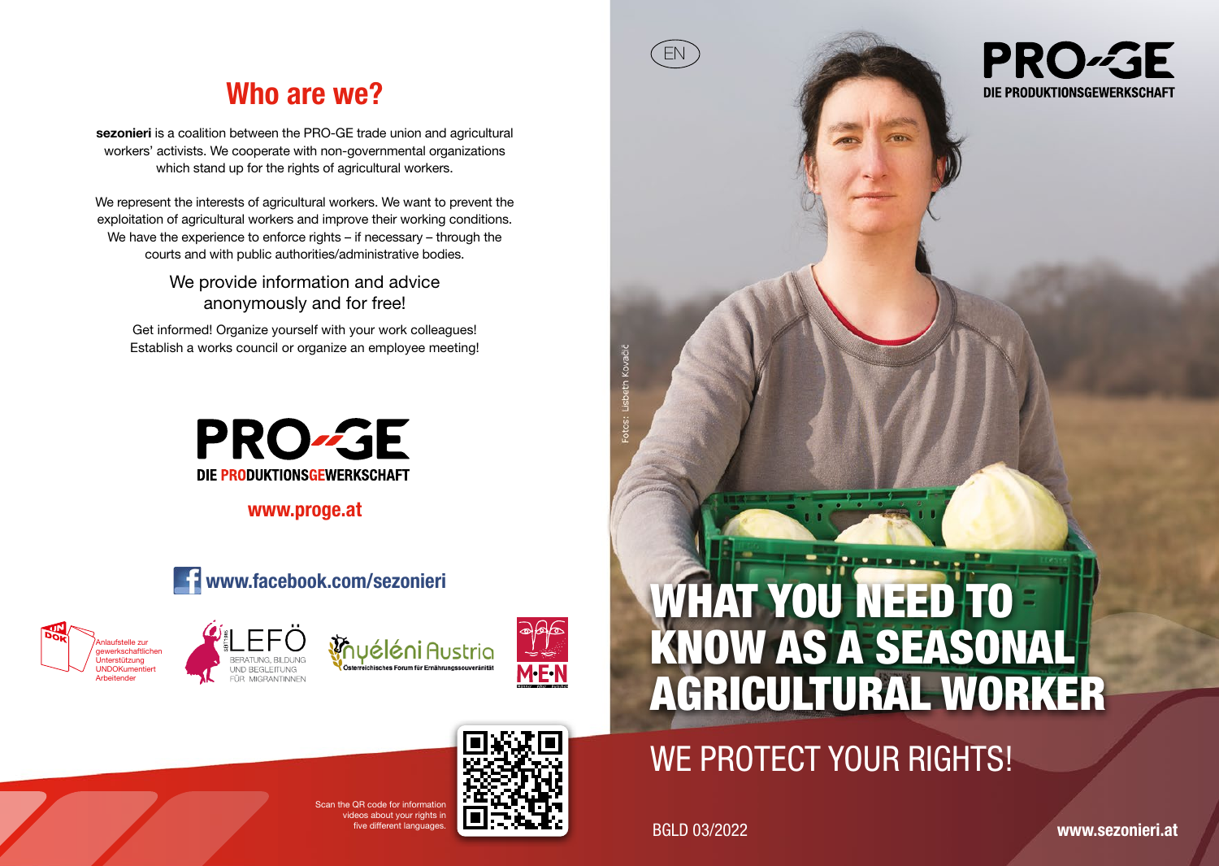## Who are we?

**sezonieri** is a coalition between the PRO-GE trade union and agricultural workers' activists. We cooperate with non-governmental organizations which stand up for the rights of agricultural workers.

We represent the interests of agricultural workers. We want to prevent the exploitation of agricultural workers and improve their working conditions. We have the experience to enforce rights – if necessary – through the courts and with public authorities/administrative bodies.

We provide information and advice anonymously and for free!

Get informed! Organize yourself with your work colleagues! Establish a works council or organize an employee meeting!

PRO-GE
DIE PRODUKTIONSGEWERKSCHAFT

**www.proge.at**

**www.facebook.com/sezonieri**

UNDOK – Anlaufstelle zur gewerkschaftlichen Unterstützung UNDOKumentiert Arbeitender

LEFÖ – BERATUNG, BILDUNG UND BEGLEITUNG FÜR MIGRANTINNEN

Nyéléni Austria – Österreichisches Forum für Ernährungssouveränität

M·E·N

Scan the QR code for information videos about your rights in five different languages.

EN

PRO-GE
DIE PRODUKTIONSGEWERKSCHAFT

Fotos: Lisbeth Kovačič

# WHAT YOU NEED TO KNOW AS A SEASONAL AGRICULTURAL WORKER

## WE PROTECT YOUR RIGHTS!

BGLD 03/2022

**www.sezonieri.at**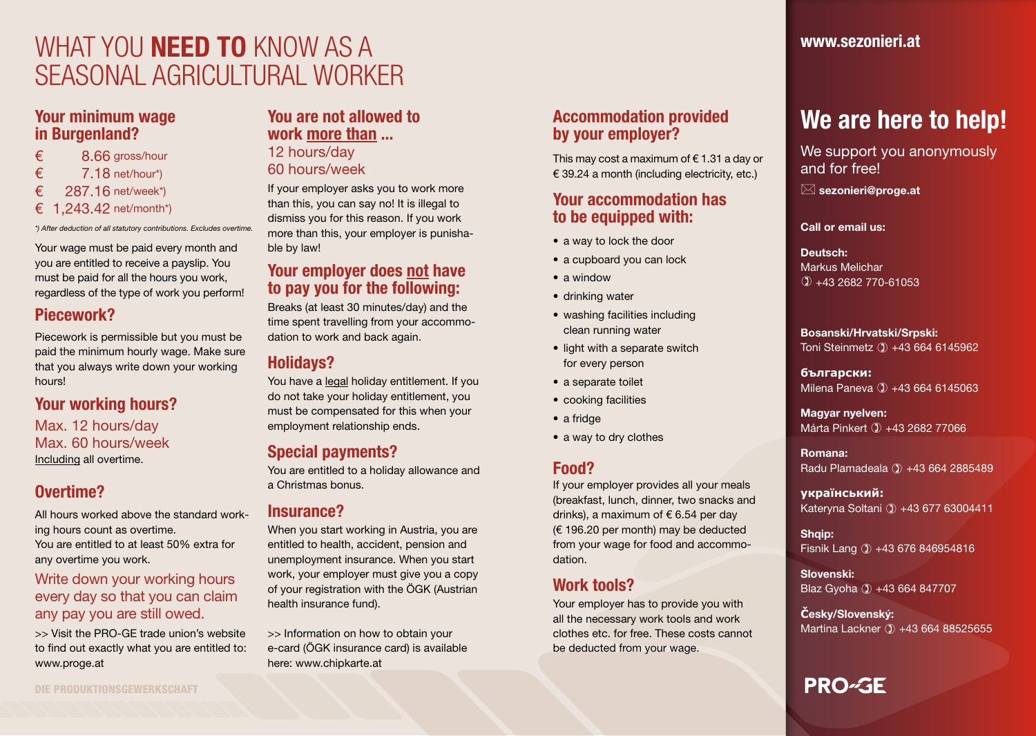# WHAT YOU **NEED TO** KNOW AS A SEASONAL AGRICULTURAL WORKER

## Your minimum wage in Burgenland?

€ 8.66 gross/hour
€ 7.18 net/hour*)
€ 287.16 net/week*)
€ 1,243.42 net/month*)

*\*) After deduction of all statutory contributions. Excludes overtime.*

Your wage must be paid every month and you are entitled to receive a payslip. You must be paid for all the hours you work, regardless of the type of work you perform!

## Piecework?

Piecework is permissible but you must be paid the minimum hourly wage. Make sure that you always write down your working hours!

## Your working hours?

Max. 12 hours/day
Max. 60 hours/week
Including all overtime.

## Overtime?

All hours worked above the standard working hours count as overtime.
You are entitled to at least 50% extra for any overtime you work.

Write down your working hours every day so that you can claim any pay you are still owed.

>> Visit the PRO-GE trade union's website to find out exactly what you are entitled to: www.proge.at

## You are not allowed to work more than ...

12 hours/day
60 hours/week

If your employer asks you to work more than this, you can say no! It is illegal to dismiss you for this reason. If you work more than this, your employer is punishable by law!

## Your employer does not have to pay you for the following:

Breaks (at least 30 minutes/day) and the time spent travelling from your accommodation to work and back again.

## Holidays?

You have a legal holiday entitlement. If you do not take your holiday entitlement, you must be compensated for this when your employment relationship ends.

## Special payments?

You are entitled to a holiday allowance and a Christmas bonus.

## Insurance?

When you start working in Austria, you are entitled to health, accident, pension and unemployment insurance. When you start work, your employer must give you a copy of your registration with the ÖGK (Austrian health insurance fund).

>> Information on how to obtain your e-card (ÖGK insurance card) is available here: www.chipkarte.at

## Accommodation provided by your employer?

This may cost a maximum of € 1.31 a day or € 39.24 a month (including electricity, etc.)

## Your accommodation has to be equipped with:

- a way to lock the door
- a cupboard you can lock
- a window
- drinking water
- washing facilities including clean running water
- light with a separate switch for every person
- a separate toilet
- cooking facilities
- a fridge
- a way to dry clothes

## Food?

If your employer provides all your meals (breakfast, lunch, dinner, two snacks and drinks), a maximum of € 6.54 per day (€ 196.20 per month) may be deducted from your wage for food and accommodation.

## Work tools?

Your employer has to provide you with all the necessary work tools and work clothes etc. for free. These costs cannot be deducted from your wage.

DIE PRODUKTIONSGEWERKSCHAFT

**www.sezonieri.at**

# We are here to help!

We support you anonymously and for free!

**sezonieri@proge.at**

**Call or email us:**

**Deutsch:**
Markus Melichar
+43 2682 770-61053

**Bosanski/Hrvatski/Srpski:**
Toni Steinmetz +43 664 6145962

**български:**
Milena Paneva +43 664 6145063

**Magyar nyelven:**
Márta Pinkert +43 2682 77066

**Romana:**
Radu Plamadeala +43 664 2885489

**український:**
Kateryna Soltani +43 677 63004411

**Shqip:**
Fisnik Lang +43 676 846954816

**Slovenski:**
Blaz Gyoha +43 664 847707

**Česky/Slovenský:**
Martina Lackner +43 664 88525655

PRO-GE